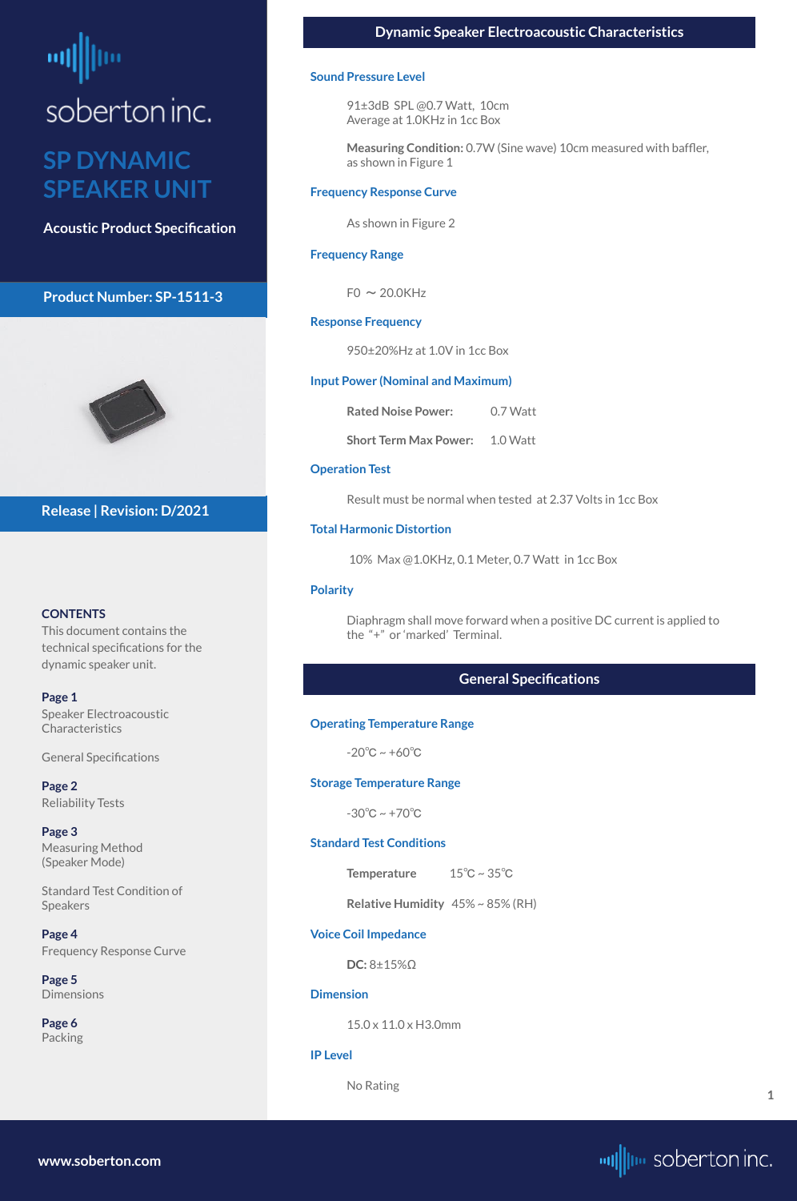soberton inc.

# SP DYNAMIC SPEAKER UNIT

**Acoustic Product Specification**

**Product Number: SP-1511-3**

**Release | Revision: D/2021**

**CONTENTS**

This document contains the technical specifications for the dynamic speaker unit.

**Page 1**
Speaker Electroacoustic Characteristics

General Specifications

**Page 2**
Reliability Tests

**Page 3**
Measuring Method (Speaker Mode)

Standard Test Condition of Speakers

**Page 4**
Frequency Response Curve

**Page 5**
Dimensions

**Page 6**
Packing

## Dynamic Speaker Electroacoustic Characteristics

### Sound Pressure Level

91±3dB SPL @0.7 Watt, 10cm
Average at 1.0KHz in 1cc Box

**Measuring Condition:** 0.7W (Sine wave) 10cm measured with baffler, as shown in Figure 1

### Frequency Response Curve

As shown in Figure 2

### Frequency Range

F0 ~ 20.0KHz

### Response Frequency

950±20%Hz at 1.0V in 1cc Box

### Input Power (Nominal and Maximum)

**Rated Noise Power:** 0.7 Watt

**Short Term Max Power:** 1.0 Watt

### Operation Test

Result must be normal when tested at 2.37 Volts in 1cc Box

### Total Harmonic Distortion

10% Max @1.0KHz, 0.1 Meter, 0.7 Watt in 1cc Box

### Polarity

Diaphragm shall move forward when a positive DC current is applied to the "+" or 'marked' Terminal.

## General Specifications

### Operating Temperature Range

-20℃ ~ +60℃

### Storage Temperature Range

-30℃ ~ +70℃

### Standard Test Conditions

**Temperature** 15℃ ~ 35℃

**Relative Humidity** 45% ~ 85% (RH)

### Voice Coil Impedance

**DC:** 8±15%Ω

### Dimension

15.0 x 11.0 x H3.0mm

### IP Level

No Rating

www.soberton.com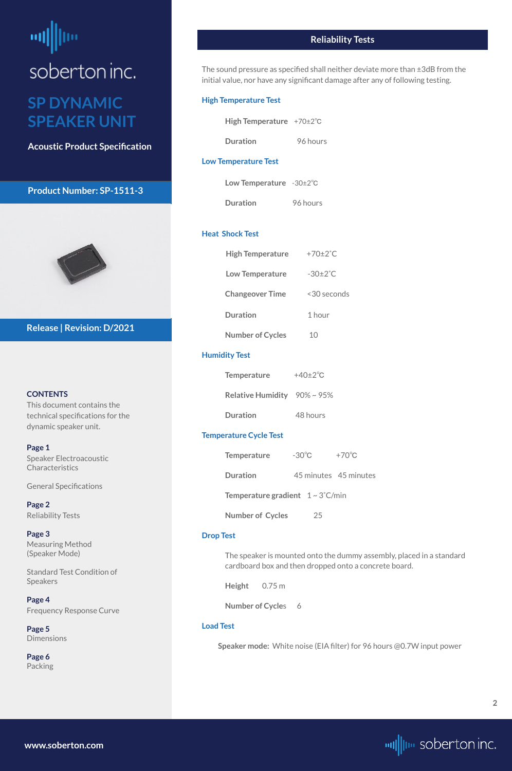soberton inc.

# SP DYNAMIC SPEAKER UNIT

**Acoustic Product Specification**

**Product Number: SP-1511-3**

**Release | Revision: D/2021**

**CONTENTS**
This document contains the technical specifications for the dynamic speaker unit.

**Page 1**
Speaker Electroacoustic Characteristics

General Specifications

**Page 2**
Reliability Tests

**Page 3**
Measuring Method (Speaker Mode)

Standard Test Condition of Speakers

**Page 4**
Frequency Response Curve

**Page 5**
Dimensions

**Page 6**
Packing

## Reliability Tests

The sound pressure as specified shall neither deviate more than ±3dB from the initial value, nor have any significant damage after any of following testing.

### High Temperature Test

| | |
|---|---|
| **High Temperature** | +70±2℃ |
| **Duration** | 96 hours |

### Low Temperature Test

| | |
|---|---|
| **Low Temperature** | -30±2℃ |
| **Duration** | 96 hours |

### Heat Shock Test

| | |
|---|---|
| **High Temperature** | +70±2˚C |
| **Low Temperature** | -30±2˚C |
| **Changeover Time** | <30 seconds |
| **Duration** | 1 hour |
| **Number of Cycles** | 10 |

### Humidity Test

| | |
|---|---|
| **Temperature** | +40±2℃ |
| **Relative Humidity** | 90% ~ 95% |
| **Duration** | 48 hours |

### Temperature Cycle Test

| | | |
|---|---|---|
| **Temperature** | -30℃ | +70℃ |
| **Duration** | 45 minutes | 45 minutes |
| **Temperature gradient** | 1 ~ 3˚C/min | |
| **Number of Cycles** | 25 | |

### Drop Test

The speaker is mounted onto the dummy assembly, placed in a standard cardboard box and then dropped onto a concrete board.

| | |
|---|---|
| **Height** | 0.75 m |
| **Number of Cycles** | 6 |

### Load Test

**Speaker mode:** White noise (EIA filter) for 96 hours @0.7W input power

www.soberton.com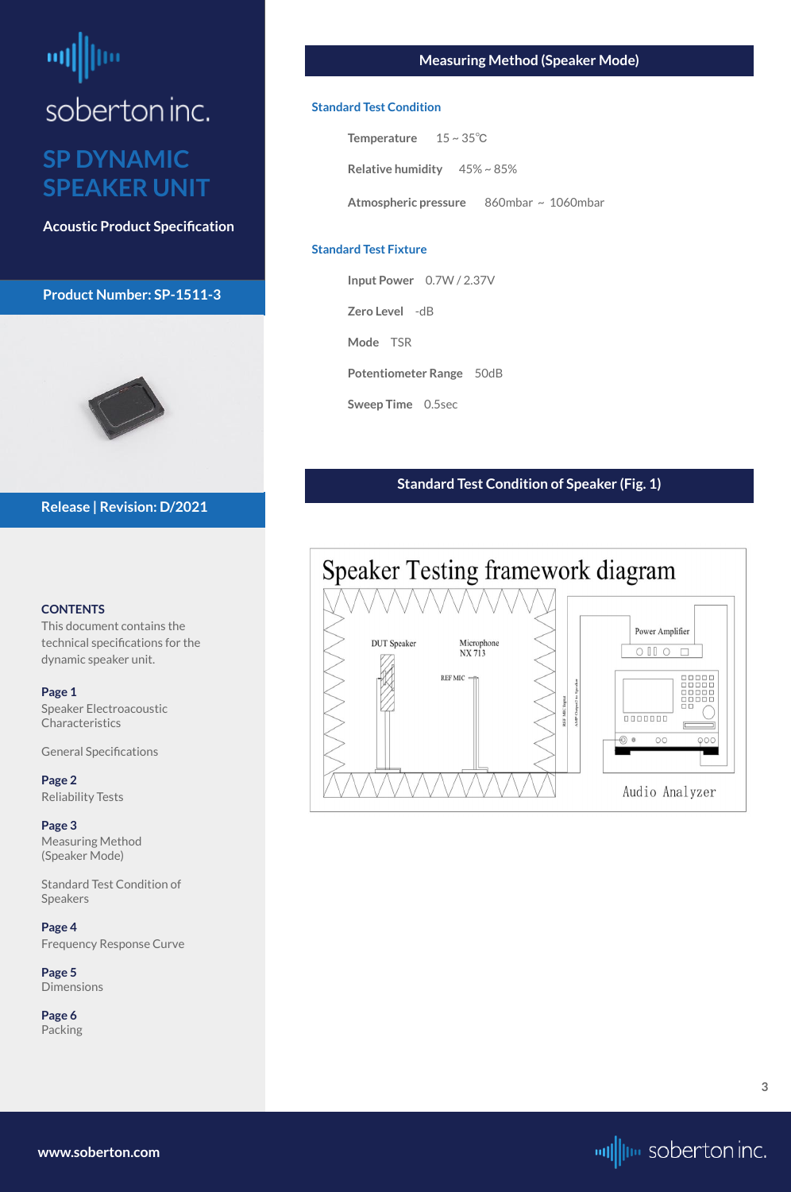soberton inc.

# SP DYNAMIC SPEAKER UNIT

**Acoustic Product Specification**

**Product Number: SP-1511-3**

**Release | Revision: D/2021**

**CONTENTS**

This document contains the technical specifications for the dynamic speaker unit.

**Page 1**
Speaker Electroacoustic Characteristics

General Specifications

**Page 2**
Reliability Tests

**Page 3**
Measuring Method (Speaker Mode)

Standard Test Condition of Speakers

**Page 4**
Frequency Response Curve

**Page 5**
Dimensions

**Page 6**
Packing

## Measuring Method (Speaker Mode)

### Standard Test Condition

**Temperature** 15 ~ 35℃

**Relative humidity** 45% ~ 85%

**Atmospheric pressure** 860mbar ~ 1060mbar

### Standard Test Fixture

**Input Power** 0.7W / 2.37V

**Zero Level** -dB

**Mode** TSR

**Potentiometer Range** 50dB

**Sweep Time** 0.5sec

## Standard Test Condition of Speaker (Fig. 1)

Speaker Testing framework diagram

DUT Speaker — Microphone NX 713 — REF MIC — Power Amplifier — Audio Analyzer

www.soberton.com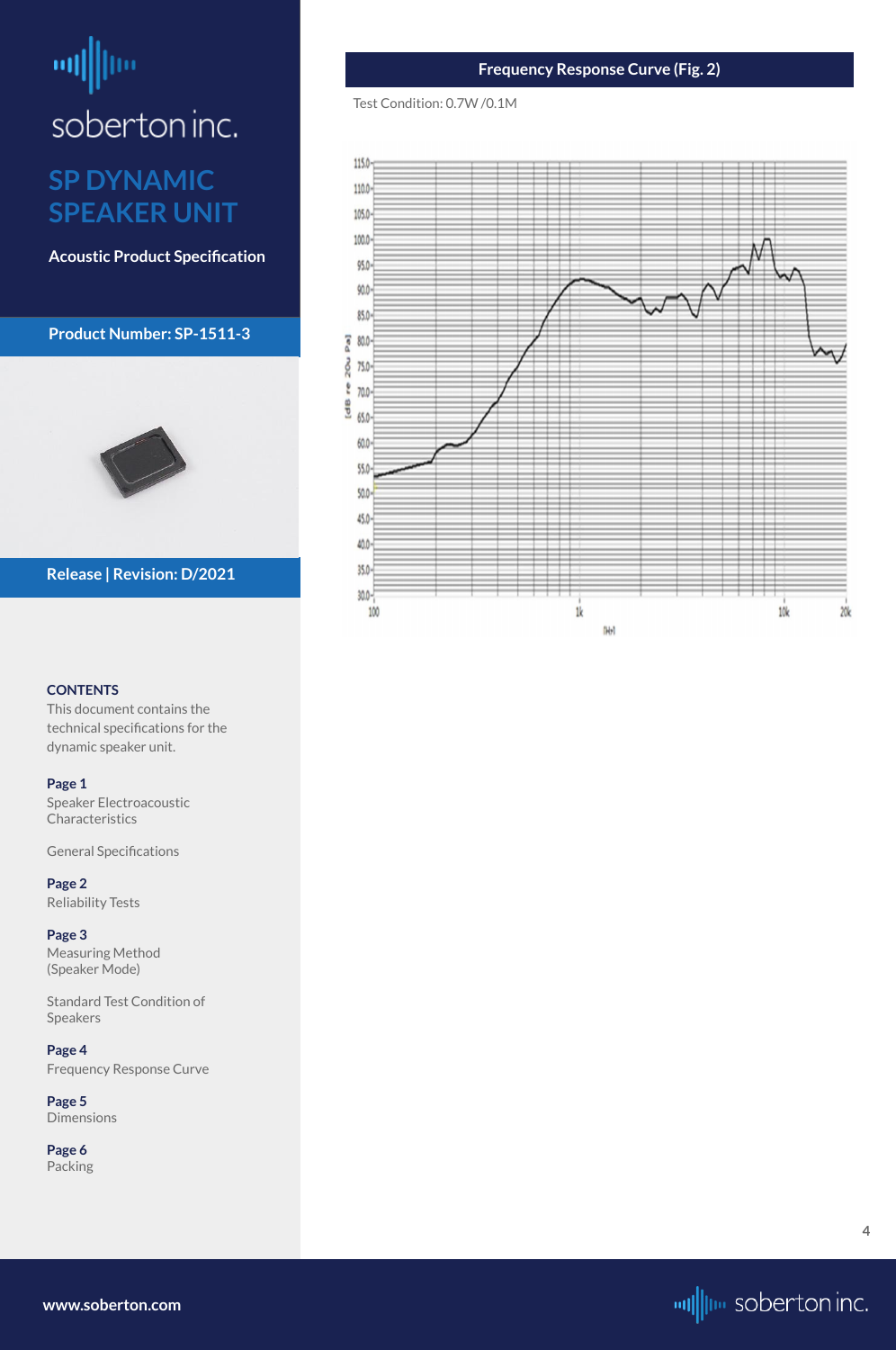soberton inc.

# SP DYNAMIC SPEAKER UNIT

**Acoustic Product Specification**

**Product Number: SP-1511-3**

**Release | Revision: D/2021**

**CONTENTS**

This document contains the technical specifications for the dynamic speaker unit.

**Page 1**
Speaker Electroacoustic Characteristics

General Specifications

**Page 2**
Reliability Tests

**Page 3**
Measuring Method (Speaker Mode)

Standard Test Condition of Speakers

**Page 4**
Frequency Response Curve

**Page 5**
Dimensions

**Page 6**
Packing

## Frequency Response Curve (Fig. 2)

Test Condition: 0.7W /0.1M

www.soberton.com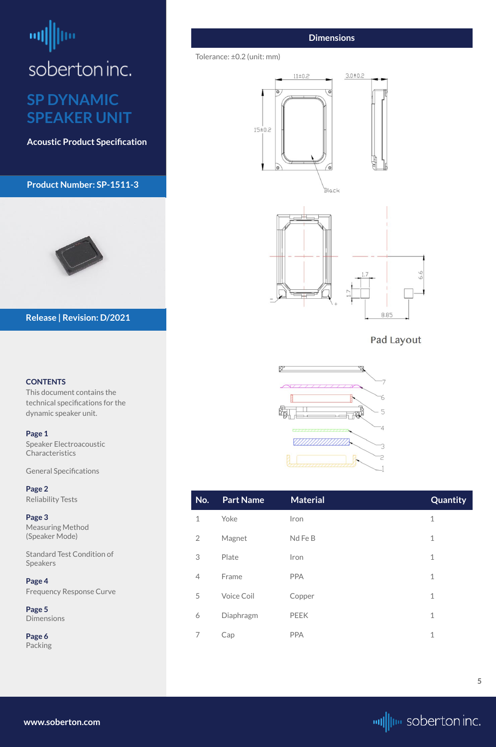# soberton inc.

## SP DYNAMIC SPEAKER UNIT

**Acoustic Product Specification**

**Product Number: SP-1511-3**

**Release | Revision: D/2021**

**CONTENTS**

This document contains the technical specifications for the dynamic speaker unit.

**Page 1**
Speaker Electroacoustic Characteristics

General Specifications

**Page 2**
Reliability Tests

**Page 3**
Measuring Method (Speaker Mode)

Standard Test Condition of Speakers

**Page 4**
Frequency Response Curve

**Page 5**
Dimensions

**Page 6**
Packing

## Dimensions

Tolerance: ±0.2 (unit: mm)

11±0.2

3.0±0.2

15±0.2

Black

1.7

1.7

6.6

8.85

Pad Layout

| No. | Part Name | Material | Quantity |
|---|---|---|---|
| 1 | Yoke | Iron | 1 |
| 2 | Magnet | Nd Fe B | 1 |
| 3 | Plate | Iron | 1 |
| 4 | Frame | PPA | 1 |
| 5 | Voice Coil | Copper | 1 |
| 6 | Diaphragm | PEEK | 1 |
| 7 | Cap | PPA | 1 |

www.soberton.com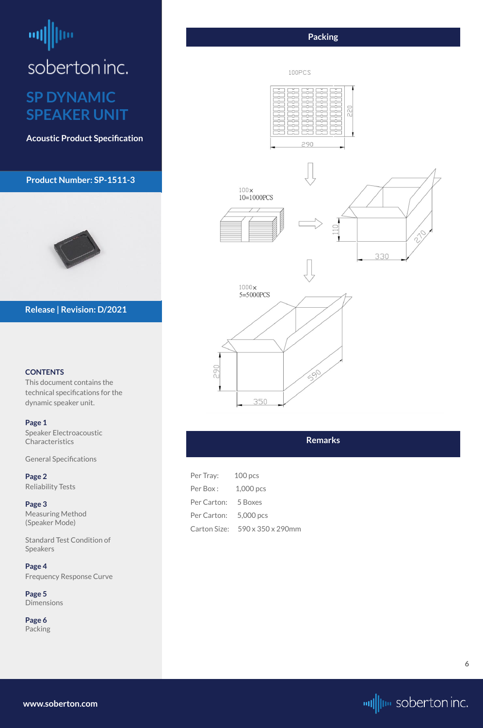# SP DYNAMIC SPEAKER UNIT

**Acoustic Product Specification**

**Product Number: SP-1511-3**

**Release | Revision: D/2021**

**CONTENTS**

This document contains the technical specifications for the dynamic speaker unit.

**Page 1**
Speaker Electroacoustic Characteristics

General Specifications

**Page 2**
Reliability Tests

**Page 3**
Measuring Method (Speaker Mode)

Standard Test Condition of Speakers

**Page 4**
Frequency Response Curve

**Page 5**
Dimensions

**Page 6**
Packing

## Packing

100PCS

220

290

100×
10=1000PCS

110

330

270

1000×
5=5000PCS

290

350

590

## Remarks

Per Tray: 100 pcs
Per Box : 1,000 pcs
Per Carton: 5 Boxes
Per Carton: 5,000 pcs
Carton Size: 590 x 350 x 290mm

www.soberton.com